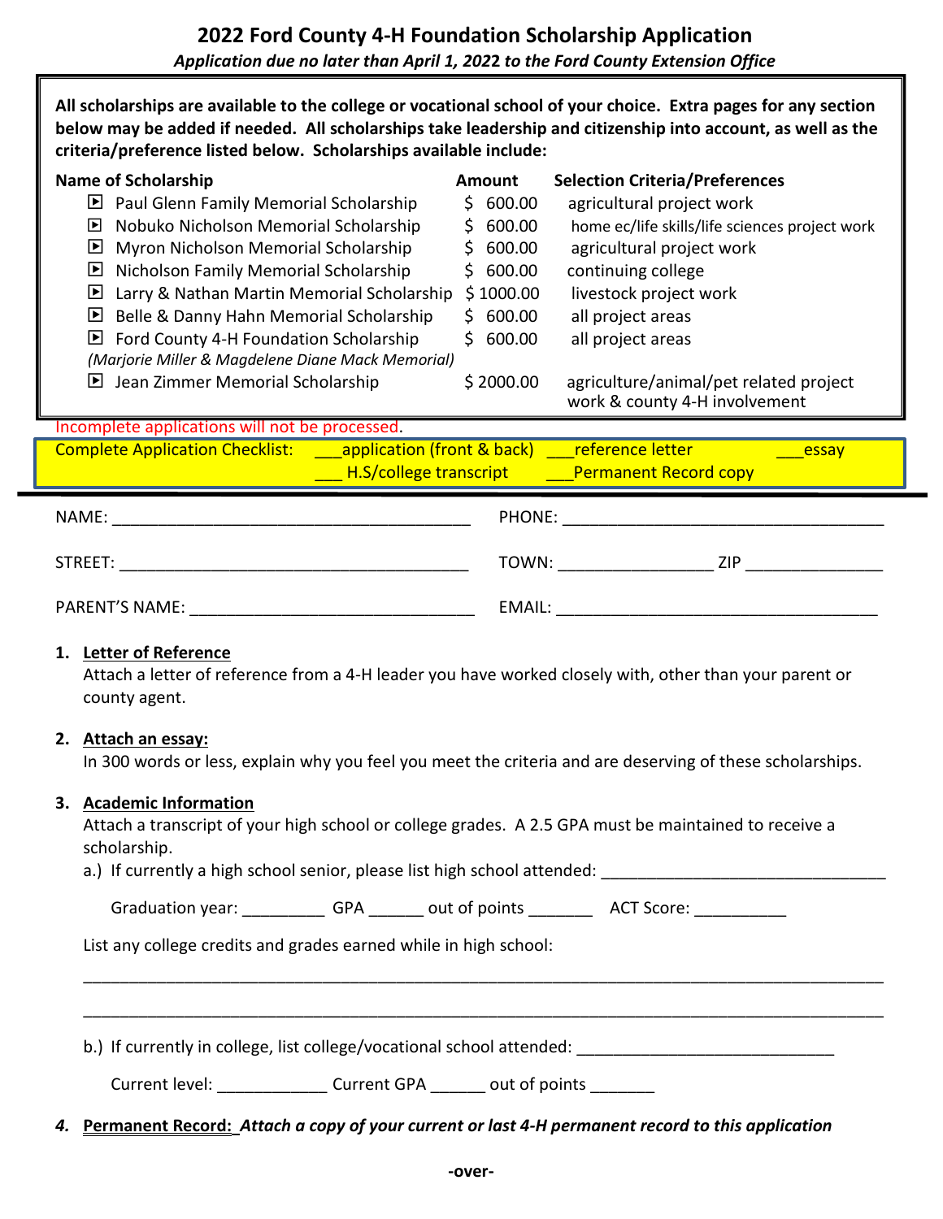# 2022 Ford County 4-H Foundation Scholarship Application

*Application due no later than April 1, 2022 to the Ford County Extension Office*

**All scholarships are available to the college or vocational school of your choice. Extra pages for any section below may be added if needed. All scholarships take leadership and citizenship into account, as well as the criteria/preference listed below. Scholarships available include:**

| Name of Scholarship | Amount | Selection Criteria/Preferences |
|---|---|---|
| Paul Glenn Family Memorial Scholarship | $ 600.00 | agricultural project work |
| Nobuko Nicholson Memorial Scholarship | $ 600.00 | home ec/life skills/life sciences project work |
| Myron Nicholson Memorial Scholarship | $ 600.00 | agricultural project work |
| Nicholson Family Memorial Scholarship | $ 600.00 | continuing college |
| Larry & Nathan Martin Memorial Scholarship | $ 1000.00 | livestock project work |
| Belle & Danny Hahn Memorial Scholarship | $ 600.00 | all project areas |
| Ford County 4-H Foundation Scholarship *(Marjorie Miller & Magdelene Diane Mack Memorial)* | $ 600.00 | all project areas |
| Jean Zimmer Memorial Scholarship | $ 2000.00 | agriculture/animal/pet related project work & county 4-H involvement |

Incomplete applications will not be processed.

Complete Application Checklist: ___application (front & back) ___reference letter ___essay ___ H.S/college transcript ___Permanent Record copy

NAME: ______________________________________ PHONE: ___________________________________

STREET: ______________________________________ TOWN: ________________ ZIP ______________

PARENT'S NAME: ______________________________ EMAIL: ___________________________________

1. **Letter of Reference**
   Attach a letter of reference from a 4-H leader you have worked closely with, other than your parent or county agent.

2. **Attach an essay:**
   In 300 words or less, explain why you feel you meet the criteria and are deserving of these scholarships.

3. **Academic Information**
   Attach a transcript of your high school or college grades. A 2.5 GPA must be maintained to receive a scholarship.
   a.) If currently a high school senior, please list high school attended: ______________________________

   Graduation year: _________ GPA ______ out of points _______ ACT Score: __________

   List any college credits and grades earned while in high school:

   ________________________________________________________________________________

   ________________________________________________________________________________

   b.) If currently in college, list college/vocational school attended: ___________________________

   Current level: ____________ Current GPA ______ out of points _______

4. ***Permanent Record:*** ***Attach a copy of your current or last 4-H permanent record to this application***

-over-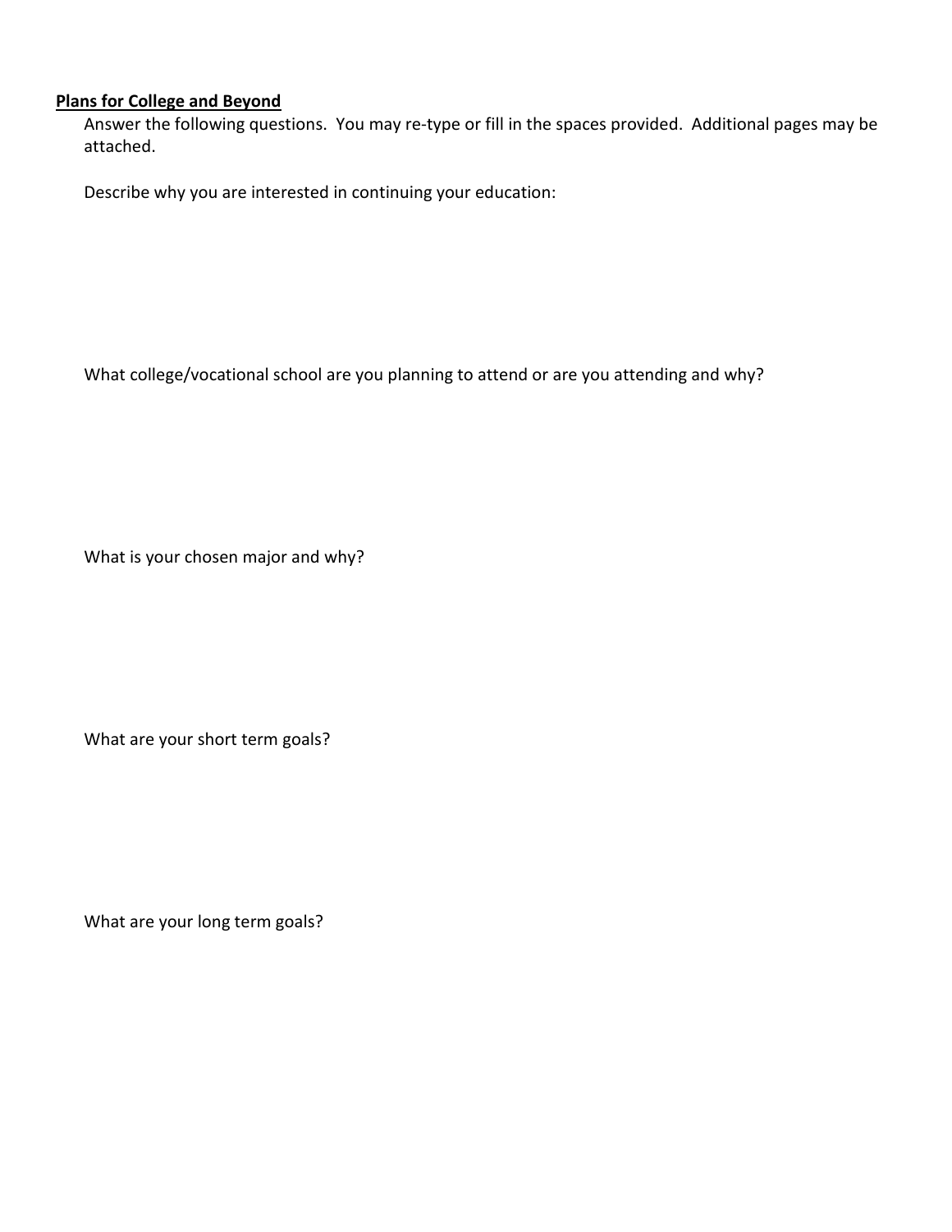**Plans for College and Beyond**

Answer the following questions. You may re-type or fill in the spaces provided. Additional pages may be attached.

Describe why you are interested in continuing your education:

What college/vocational school are you planning to attend or are you attending and why?

What is your chosen major and why?

What are your short term goals?

What are your long term goals?